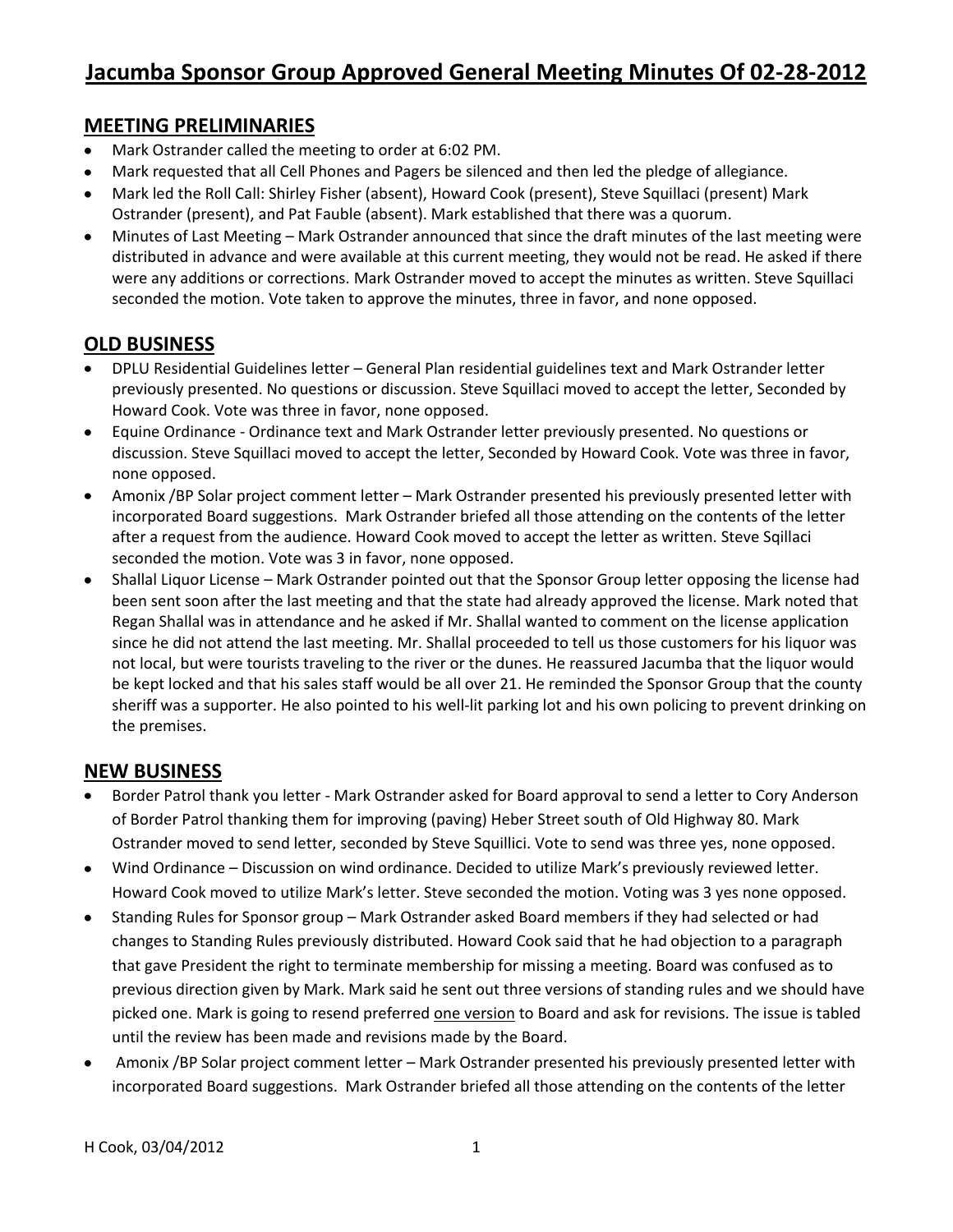# Jacumba Sponsor Group Approved General Meeting Minutes Of 02-28-2012

## MEETING PRELIMINARIES

- Mark Ostrander called the meeting to order at 6:02 PM.
- Mark requested that all Cell Phones and Pagers be silenced and then led the pledge of allegiance.
- Mark led the Roll Call: Shirley Fisher (absent), Howard Cook (present), Steve Squillaci (present) Mark Ostrander (present), and Pat Fauble (absent). Mark established that there was a quorum.
- Minutes of Last Meeting – Mark Ostrander announced that since the draft minutes of the last meeting were distributed in advance and were available at this current meeting, they would not be read. He asked if there were any additions or corrections. Mark Ostrander moved to accept the minutes as written. Steve Squillaci seconded the motion. Vote taken to approve the minutes, three in favor, and none opposed.

## OLD BUSINESS

- DPLU Residential Guidelines letter – General Plan residential guidelines text and Mark Ostrander letter previously presented. No questions or discussion. Steve Squillaci moved to accept the letter, Seconded by Howard Cook. Vote was three in favor, none opposed.
- Equine Ordinance - Ordinance text and Mark Ostrander letter previously presented. No questions or discussion. Steve Squillaci moved to accept the letter, Seconded by Howard Cook. Vote was three in favor, none opposed.
- Amonix /BP Solar project comment letter – Mark Ostrander presented his previously presented letter with incorporated Board suggestions. Mark Ostrander briefed all those attending on the contents of the letter after a request from the audience. Howard Cook moved to accept the letter as written. Steve Sqillaci seconded the motion. Vote was 3 in favor, none opposed.
- Shallal Liquor License – Mark Ostrander pointed out that the Sponsor Group letter opposing the license had been sent soon after the last meeting and that the state had already approved the license. Mark noted that Regan Shallal was in attendance and he asked if Mr. Shallal wanted to comment on the license application since he did not attend the last meeting. Mr. Shallal proceeded to tell us those customers for his liquor was not local, but were tourists traveling to the river or the dunes. He reassured Jacumba that the liquor would be kept locked and that his sales staff would be all over 21. He reminded the Sponsor Group that the county sheriff was a supporter. He also pointed to his well-lit parking lot and his own policing to prevent drinking on the premises.

## NEW BUSINESS

- Border Patrol thank you letter - Mark Ostrander asked for Board approval to send a letter to Cory Anderson of Border Patrol thanking them for improving (paving) Heber Street south of Old Highway 80. Mark Ostrander moved to send letter, seconded by Steve Squillici. Vote to send was three yes, none opposed.
- Wind Ordinance – Discussion on wind ordinance. Decided to utilize Mark's previously reviewed letter. Howard Cook moved to utilize Mark's letter. Steve seconded the motion. Voting was 3 yes none opposed.
- Standing Rules for Sponsor group – Mark Ostrander asked Board members if they had selected or had changes to Standing Rules previously distributed. Howard Cook said that he had objection to a paragraph that gave President the right to terminate membership for missing a meeting. Board was confused as to previous direction given by Mark. Mark said he sent out three versions of standing rules and we should have picked one. Mark is going to resend preferred <u>one version</u> to Board and ask for revisions. The issue is tabled until the review has been made and revisions made by the Board.
- Amonix /BP Solar project comment letter – Mark Ostrander presented his previously presented letter with incorporated Board suggestions. Mark Ostrander briefed all those attending on the contents of the letter

H Cook, 03/04/2012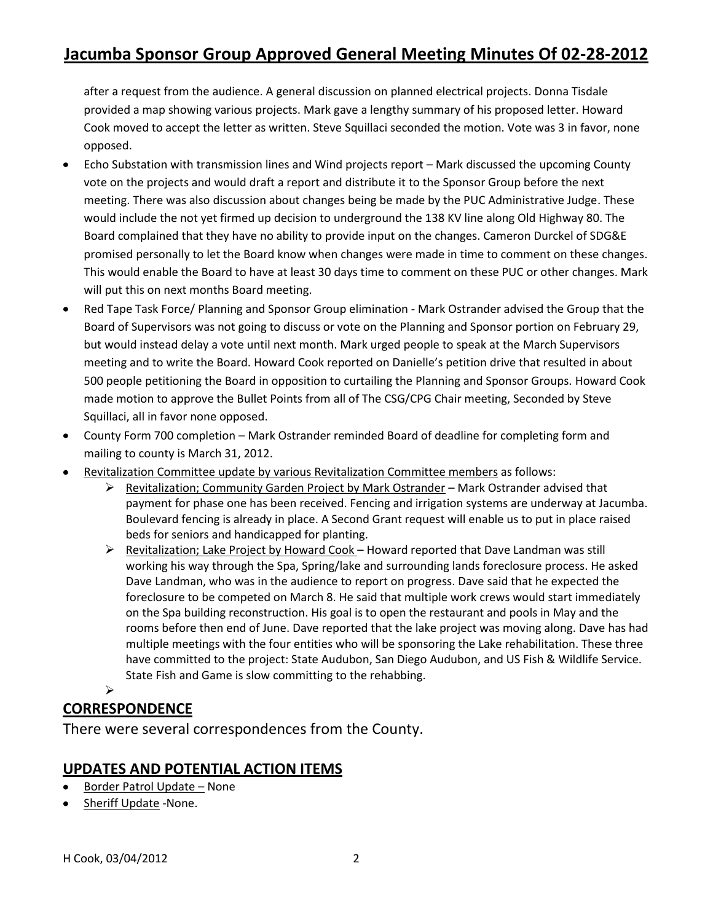after a request from the audience. A general discussion on planned electrical projects. Donna Tisdale provided a map showing various projects. Mark gave a lengthy summary of his proposed letter. Howard Cook moved to accept the letter as written. Steve Squillaci seconded the motion. Vote was 3 in favor, none opposed.

- Echo Substation with transmission lines and Wind projects report – Mark discussed the upcoming County vote on the projects and would draft a report and distribute it to the Sponsor Group before the next meeting. There was also discussion about changes being be made by the PUC Administrative Judge. These would include the not yet firmed up decision to underground the 138 KV line along Old Highway 80. The Board complained that they have no ability to provide input on the changes. Cameron Durckel of SDG&E promised personally to let the Board know when changes were made in time to comment on these changes. This would enable the Board to have at least 30 days time to comment on these PUC or other changes. Mark will put this on next months Board meeting.
- Red Tape Task Force/ Planning and Sponsor Group elimination - Mark Ostrander advised the Group that the Board of Supervisors was not going to discuss or vote on the Planning and Sponsor portion on February 29, but would instead delay a vote until next month. Mark urged people to speak at the March Supervisors meeting and to write the Board. Howard Cook reported on Danielle's petition drive that resulted in about 500 people petitioning the Board in opposition to curtailing the Planning and Sponsor Groups. Howard Cook made motion to approve the Bullet Points from all of The CSG/CPG Chair meeting, Seconded by Steve Squillaci, all in favor none opposed.
- County Form 700 completion – Mark Ostrander reminded Board of deadline for completing form and mailing to county is March 31, 2012.
- Revitalization Committee update by various Revitalization Committee members as follows:
  - Revitalization; Community Garden Project by Mark Ostrander – Mark Ostrander advised that payment for phase one has been received. Fencing and irrigation systems are underway at Jacumba. Boulevard fencing is already in place. A Second Grant request will enable us to put in place raised beds for seniors and handicapped for planting.
  - Revitalization; Lake Project by Howard Cook – Howard reported that Dave Landman was still working his way through the Spa, Spring/lake and surrounding lands foreclosure process. He asked Dave Landman, who was in the audience to report on progress. Dave said that he expected the foreclosure to be competed on March 8. He said that multiple work crews would start immediately on the Spa building reconstruction. His goal is to open the restaurant and pools in May and the rooms before then end of June. Dave reported that the lake project was moving along. Dave has had multiple meetings with the four entities who will be sponsoring the Lake rehabilitation. These three have committed to the project: State Audubon, San Diego Audubon, and US Fish & Wildlife Service. State Fish and Game is slow committing to the rehabbing.

## CORRESPONDENCE

There were several correspondences from the County.

## UPDATES AND POTENTIAL ACTION ITEMS

- Border Patrol Update – None
- Sheriff Update -None.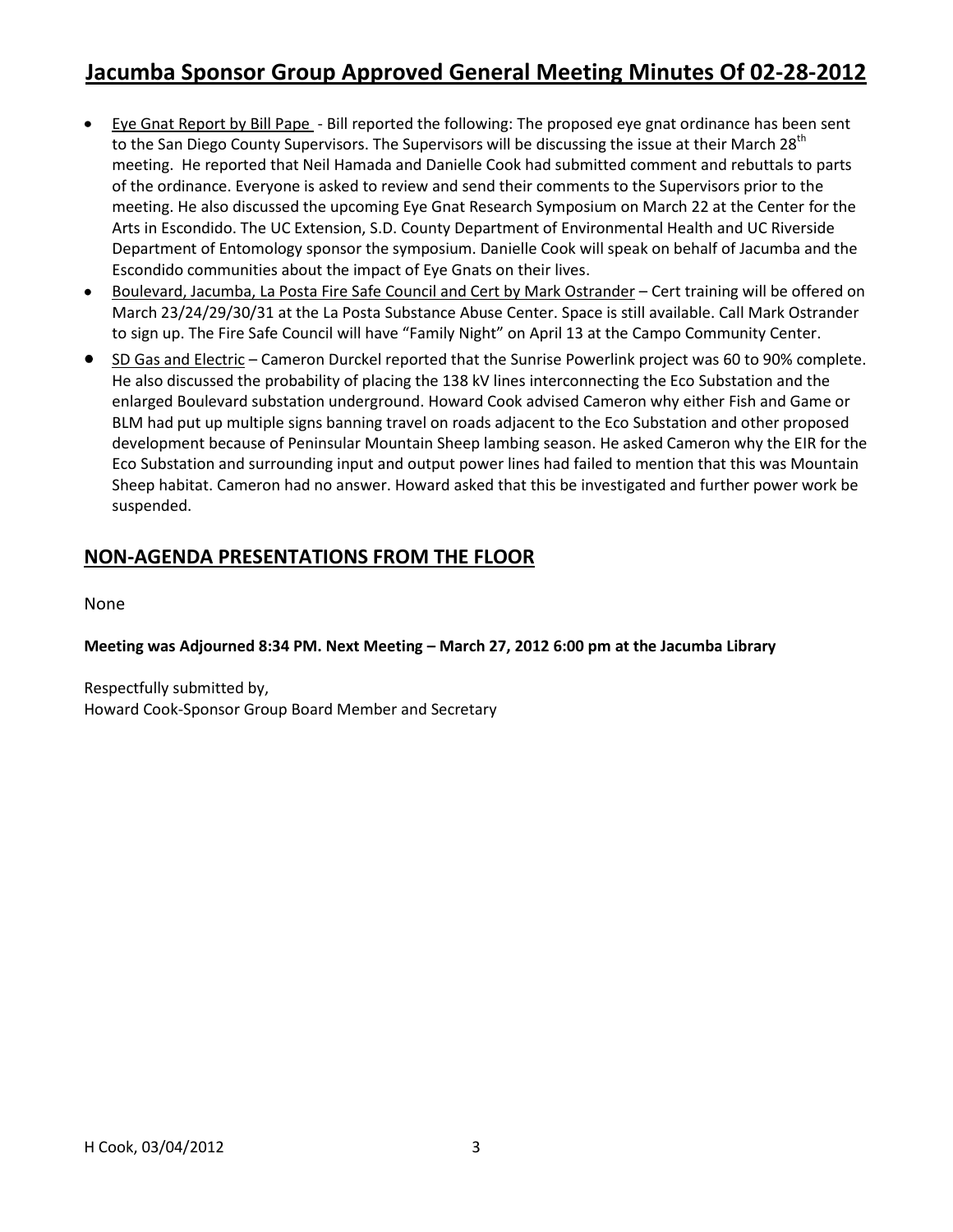# Jacumba Sponsor Group Approved General Meeting Minutes Of 02-28-2012

- Eye Gnat Report by Bill Pape - Bill reported the following: The proposed eye gnat ordinance has been sent to the San Diego County Supervisors. The Supervisors will be discussing the issue at their March 28th meeting. He reported that Neil Hamada and Danielle Cook had submitted comment and rebuttals to parts of the ordinance. Everyone is asked to review and send their comments to the Supervisors prior to the meeting. He also discussed the upcoming Eye Gnat Research Symposium on March 22 at the Center for the Arts in Escondido. The UC Extension, S.D. County Department of Environmental Health and UC Riverside Department of Entomology sponsor the symposium. Danielle Cook will speak on behalf of Jacumba and the Escondido communities about the impact of Eye Gnats on their lives.
- Boulevard, Jacumba, La Posta Fire Safe Council and Cert by Mark Ostrander – Cert training will be offered on March 23/24/29/30/31 at the La Posta Substance Abuse Center. Space is still available. Call Mark Ostrander to sign up. The Fire Safe Council will have "Family Night" on April 13 at the Campo Community Center.
- SD Gas and Electric – Cameron Durckel reported that the Sunrise Powerlink project was 60 to 90% complete. He also discussed the probability of placing the 138 kV lines interconnecting the Eco Substation and the enlarged Boulevard substation underground. Howard Cook advised Cameron why either Fish and Game or BLM had put up multiple signs banning travel on roads adjacent to the Eco Substation and other proposed development because of Peninsular Mountain Sheep lambing season. He asked Cameron why the EIR for the Eco Substation and surrounding input and output power lines had failed to mention that this was Mountain Sheep habitat. Cameron had no answer. Howard asked that this be investigated and further power work be suspended.

## NON-AGENDA PRESENTATIONS FROM THE FLOOR

None

**Meeting was Adjourned 8:34 PM. Next Meeting – March 27, 2012 6:00 pm at the Jacumba Library**

Respectfully submitted by,
Howard Cook-Sponsor Group Board Member and Secretary

H Cook, 03/04/2012